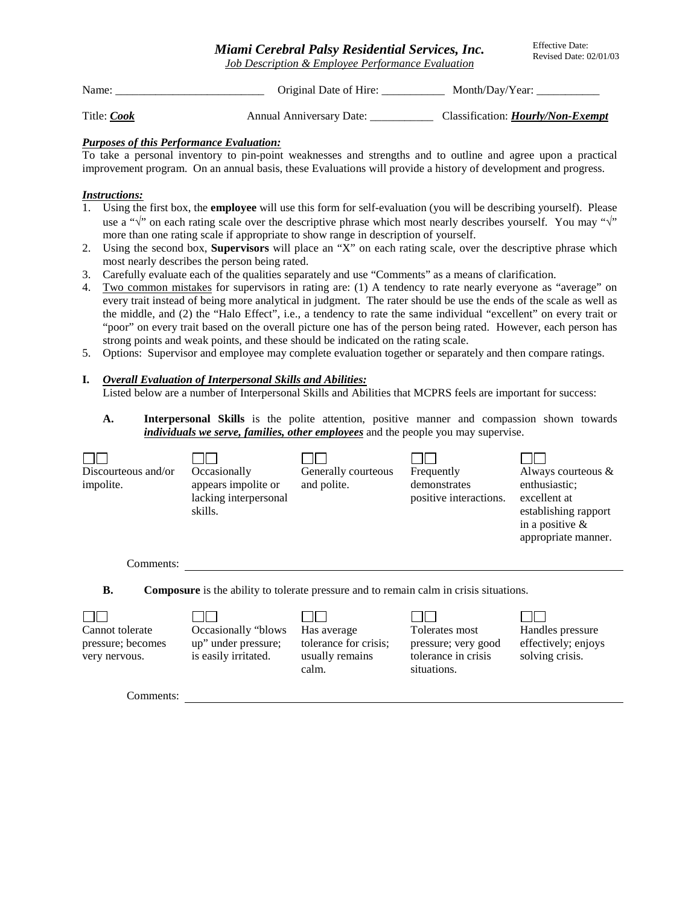# *Miami Cerebral Palsy Residential Services, Inc.*

*Job Description & Employee Performance Evaluation*

Effective Date:
Revised Date: 02/01/03

Name: __________________________ Original Date of Hire: ___________ Month/Day/Year: ___________

Title: ***Cook*** Annual Anniversary Date: ___________ Classification: ***Hourly/Non-Exempt***

***Purposes of this Performance Evaluation:***

To take a personal inventory to pin-point weaknesses and strengths and to outline and agree upon a practical improvement program. On an annual basis, these Evaluations will provide a history of development and progress.

***Instructions:***

1. Using the first box, the **employee** will use this form for self-evaluation (you will be describing yourself). Please use a "√" on each rating scale over the descriptive phrase which most nearly describes yourself. You may "√" more than one rating scale if appropriate to show range in description of yourself.
2. Using the second box, **Supervisors** will place an "X" on each rating scale, over the descriptive phrase which most nearly describes the person being rated.
3. Carefully evaluate each of the qualities separately and use "Comments" as a means of clarification.
4. Two common mistakes for supervisors in rating are: (1) A tendency to rate nearly everyone as "average" on every trait instead of being more analytical in judgment. The rater should be use the ends of the scale as well as the middle, and (2) the "Halo Effect", i.e., a tendency to rate the same individual "excellent" on every trait or "poor" on every trait based on the overall picture one has of the person being rated. However, each person has strong points and weak points, and these should be indicated on the rating scale.
5. Options: Supervisor and employee may complete evaluation together or separately and then compare ratings.

**I.** ***Overall Evaluation of Interpersonal Skills and Abilities:***

Listed below are a number of Interpersonal Skills and Abilities that MCPRS feels are important for success:

**A.** **Interpersonal Skills** is the polite attention, positive manner and compassion shown towards ***individuals we serve, families, other employees*** and the people you may supervise.

| ☐☐ | ☐☐ | ☐☐ | ☐☐ | ☐☐ |
|---|---|---|---|---|
| Discourteous and/or impolite. | Occasionally appears impolite or lacking interpersonal skills. | Generally courteous and polite. | Frequently demonstrates positive interactions. | Always courteous & enthusiastic; excellent at establishing rapport in a positive & appropriate manner. |

Comments: ____________________________________________

**B.** **Composure** is the ability to tolerate pressure and to remain calm in crisis situations.

| ☐☐ | ☐☐ | ☐☐ | ☐☐ | ☐☐ |
|---|---|---|---|---|
| Cannot tolerate pressure; becomes very nervous. | Occasionally "blows up" under pressure; is easily irritated. | Has average tolerance for crisis; usually remains calm. | Tolerates most pressure; very good tolerance in crisis situations. | Handles pressure effectively; enjoys solving crisis. |

Comments: ____________________________________________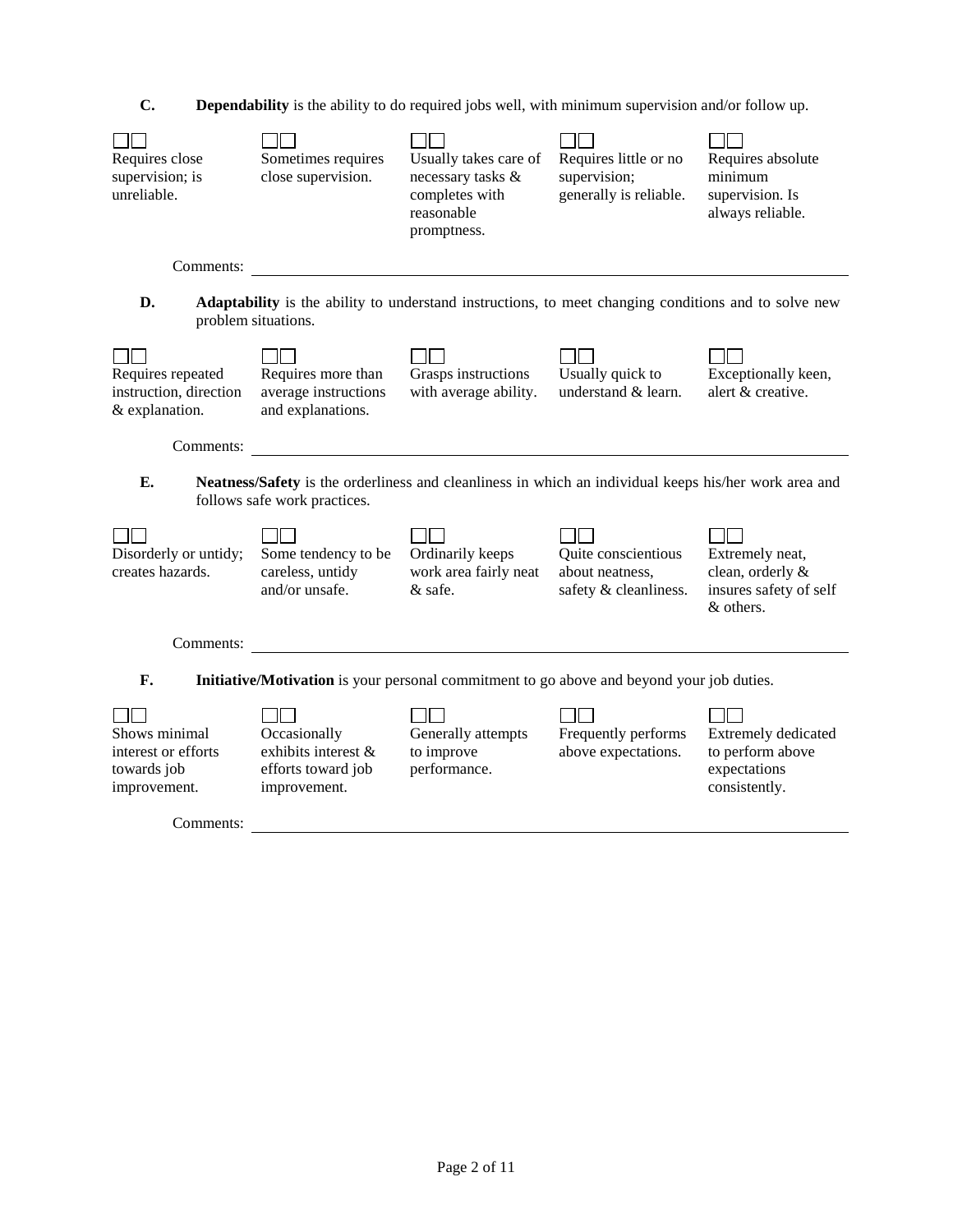**C.** **Dependability** is the ability to do required jobs well, with minimum supervision and/or follow up.

| ☐☐ | ☐☐ | ☐☐ | ☐☐ | ☐☐ |
|---|---|---|---|---|
| Requires close supervision; is unreliable. | Sometimes requires close supervision. | Usually takes care of necessary tasks & completes with reasonable promptness. | Requires little or no supervision; generally is reliable. | Requires absolute minimum supervision. Is always reliable. |

Comments: ____________________________________________

**D.** **Adaptability** is the ability to understand instructions, to meet changing conditions and to solve new problem situations.

| ☐☐ | ☐☐ | ☐☐ | ☐☐ | ☐☐ |
|---|---|---|---|---|
| Requires repeated instruction, direction & explanation. | Requires more than average instructions and explanations. | Grasps instructions with average ability. | Usually quick to understand & learn. | Exceptionally keen, alert & creative. |

Comments: ____________________________________________

**E.** **Neatness/Safety** is the orderliness and cleanliness in which an individual keeps his/her work area and follows safe work practices.

| ☐☐ | ☐☐ | ☐☐ | ☐☐ | ☐☐ |
|---|---|---|---|---|
| Disorderly or untidy; creates hazards. | Some tendency to be careless, untidy and/or unsafe. | Ordinarily keeps work area fairly neat & safe. | Quite conscientious about neatness, safety & cleanliness. | Extremely neat, clean, orderly & insures safety of self & others. |

Comments: ____________________________________________

**F.** **Initiative/Motivation** is your personal commitment to go above and beyond your job duties.

| ☐☐ | ☐☐ | ☐☐ | ☐☐ | ☐☐ |
|---|---|---|---|---|
| Shows minimal interest or efforts towards job improvement. | Occasionally exhibits interest & efforts toward job improvement. | Generally attempts to improve performance. | Frequently performs above expectations. | Extremely dedicated to perform above expectations consistently. |

Comments: ____________________________________________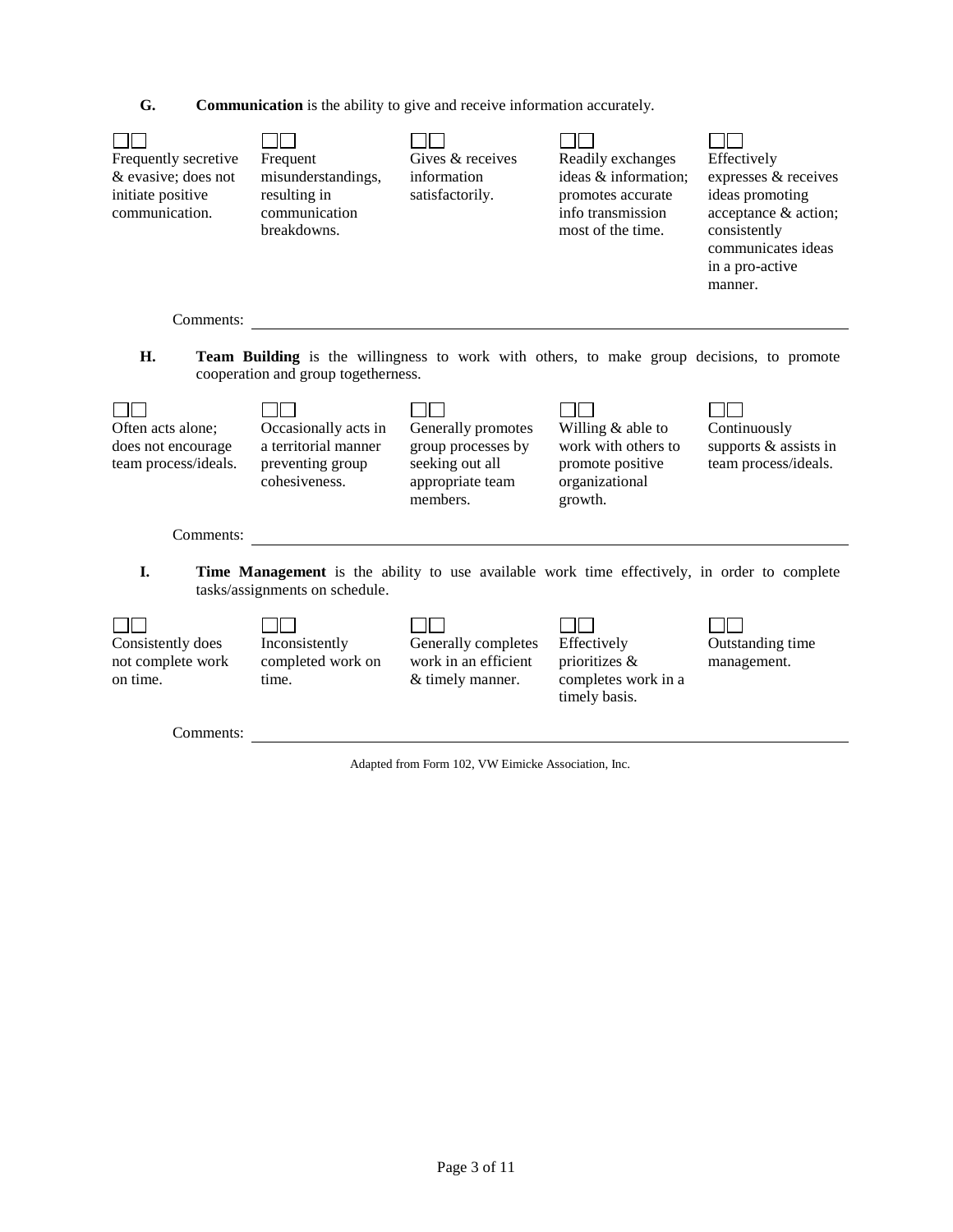**G.** **Communication** is the ability to give and receive information accurately.

| ☐☐ | ☐☐ | ☐☐ | ☐☐ | ☐☐ |
|---|---|---|---|---|
| Frequently secretive & evasive; does not initiate positive communication. | Frequent misunderstandings, resulting in communication breakdowns. | Gives & receives information satisfactorily. | Readily exchanges ideas & information; promotes accurate info transmission most of the time. | Effectively expresses & receives ideas promoting acceptance & action; consistently communicates ideas in a pro-active manner. |

Comments: ______________________________________________________________

**H.** **Team Building** is the willingness to work with others, to make group decisions, to promote cooperation and group togetherness.

| ☐☐ | ☐☐ | ☐☐ | ☐☐ | ☐☐ |
|---|---|---|---|---|
| Often acts alone; does not encourage team process/ideals. | Occasionally acts in a territorial manner preventing group cohesiveness. | Generally promotes group processes by seeking out all appropriate team members. | Willing & able to work with others to promote positive organizational growth. | Continuously supports & assists in team process/ideals. |

Comments: ______________________________________________________________

**I.** **Time Management** is the ability to use available work time effectively, in order to complete tasks/assignments on schedule.

| ☐☐ | ☐☐ | ☐☐ | ☐☐ | ☐☐ |
|---|---|---|---|---|
| Consistently does not complete work on time. | Inconsistently completed work on time. | Generally completes work in an efficient & timely manner. | Effectively prioritizes & completes work in a timely basis. | Outstanding time management. |

Comments: ______________________________________________________________

Adapted from Form 102, VW Eimicke Association, Inc.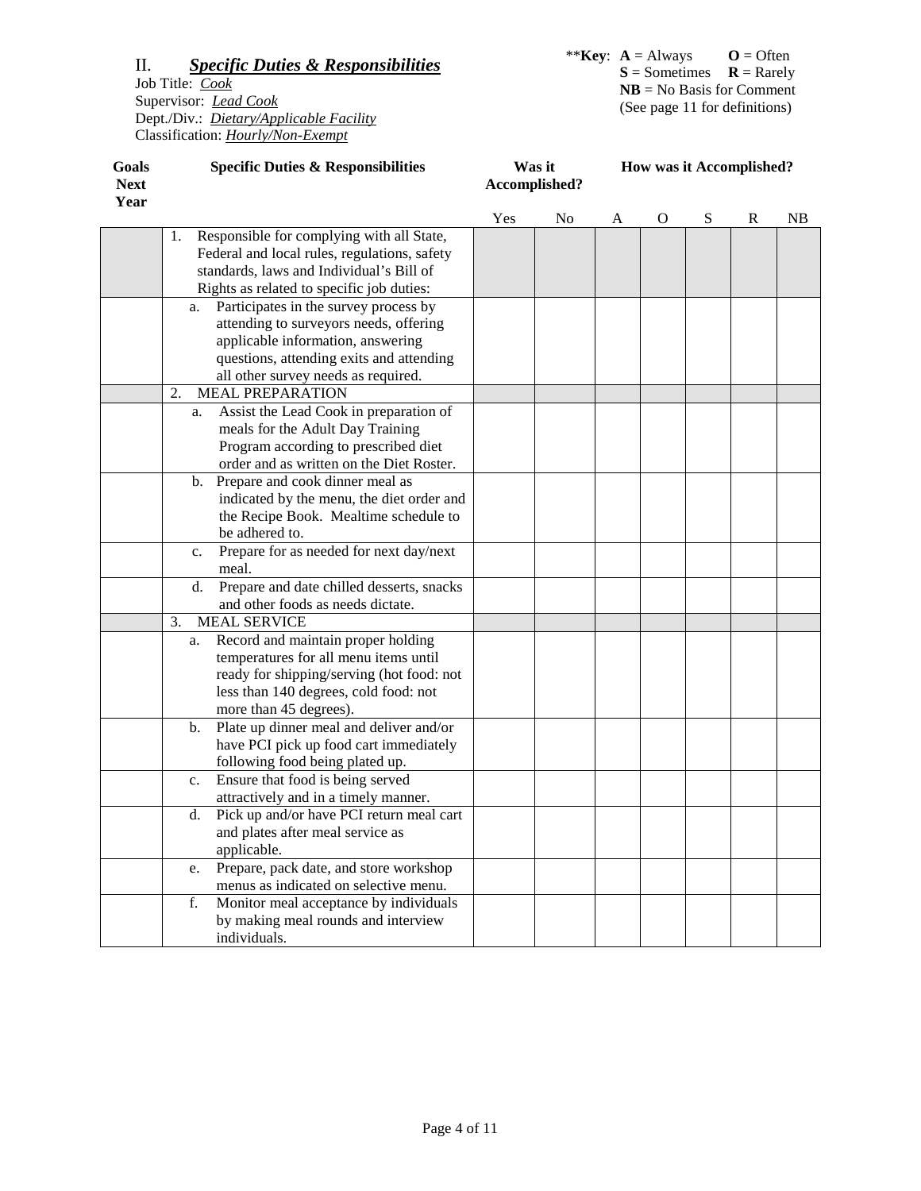## II. ***Specific Duties & Responsibilities***

Job Title: *Cook*
Supervisor: *Lead Cook*
Dept./Div.: *Dietary/Applicable Facility*
Classification: *Hourly/Non-Exempt*

**Key**: **A** = Always **O** = Often **S** = Sometimes **R** = Rarely **NB** = No Basis for Comment (See page 11 for definitions)

| Goals Next Year | Specific Duties & Responsibilities | Was it Accomplished? | | How was it Accomplished? | | | | |
|---|---|---|---|---|---|---|---|---|
| | | Yes | No | A | O | S | R | NB |
| | 1. Responsible for complying with all State, Federal and local rules, regulations, safety standards, laws and Individual's Bill of Rights as related to specific job duties: | | | | | | | |
| | a. Participates in the survey process by attending to surveyors needs, offering applicable information, answering questions, attending exits and attending all other survey needs as required. | | | | | | | |
| | 2. MEAL PREPARATION | | | | | | | |
| | a. Assist the Lead Cook in preparation of meals for the Adult Day Training Program according to prescribed diet order and as written on the Diet Roster. | | | | | | | |
| | b. Prepare and cook dinner meal as indicated by the menu, the diet order and the Recipe Book. Mealtime schedule to be adhered to. | | | | | | | |
| | c. Prepare for as needed for next day/next meal. | | | | | | | |
| | d. Prepare and date chilled desserts, snacks and other foods as needs dictate. | | | | | | | |
| | 3. MEAL SERVICE | | | | | | | |
| | a. Record and maintain proper holding temperatures for all menu items until ready for shipping/serving (hot food: not less than 140 degrees, cold food: not more than 45 degrees). | | | | | | | |
| | b. Plate up dinner meal and deliver and/or have PCI pick up food cart immediately following food being plated up. | | | | | | | |
| | c. Ensure that food is being served attractively and in a timely manner. | | | | | | | |
| | d. Pick up and/or have PCI return meal cart and plates after meal service as applicable. | | | | | | | |
| | e. Prepare, pack date, and store workshop menus as indicated on selective menu. | | | | | | | |
| | f. Monitor meal acceptance by individuals by making meal rounds and interview individuals. | | | | | | | |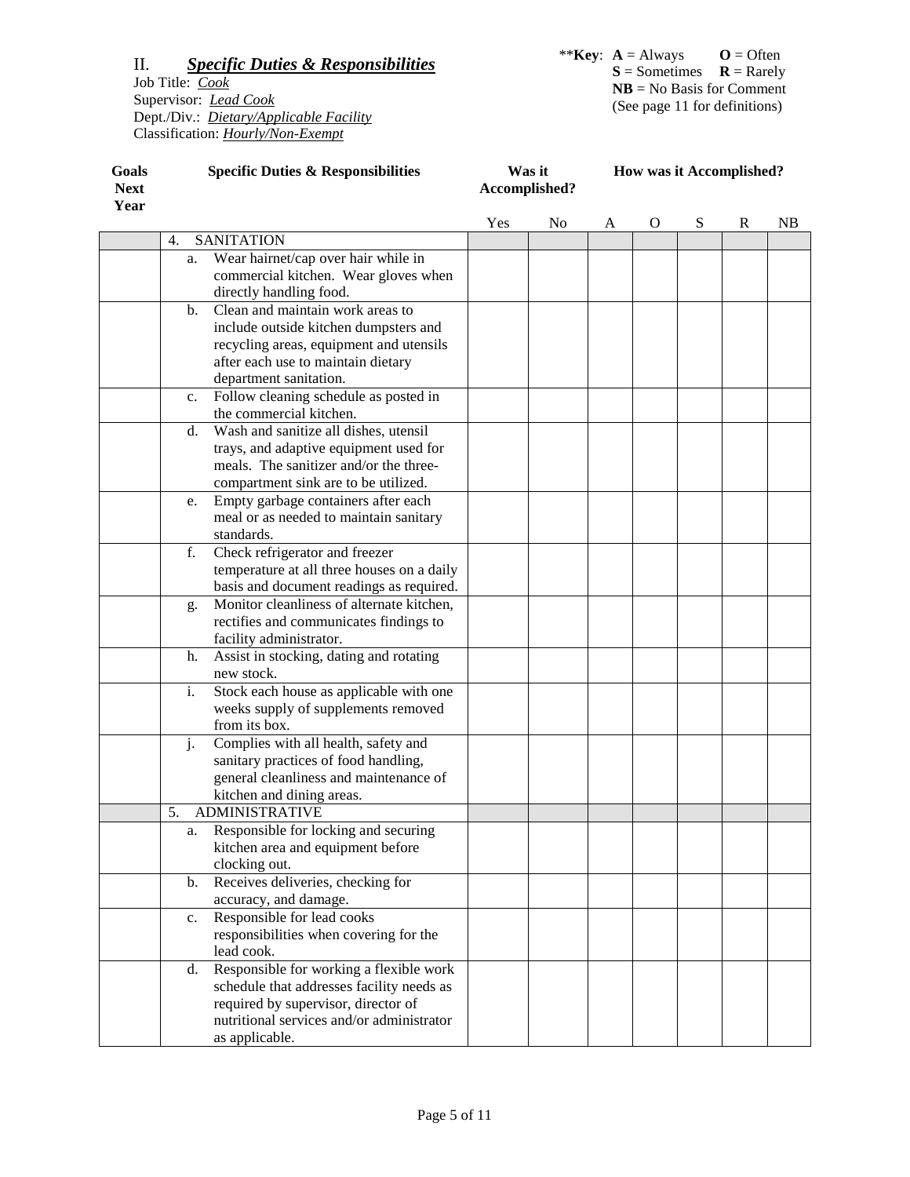## II. ***Specific Duties & Responsibilities***

Job Title: *Cook*
Supervisor: *Lead Cook*
Dept./Div.: *Dietary/Applicable Facility*
Classification: *Hourly/Non-Exempt*

**Key: **A** = Always **O** = Often
**S** = Sometimes **R** = Rarely
**NB** = No Basis for Comment
(See page 11 for definitions)

| **Goals Next Year** | **Specific Duties & Responsibilities** | **Was it Accomplished?** | | **How was it Accomplished?** | | | | |
|---|---|---|---|---|---|---|---|---|
| | | Yes | No | A | O | S | R | NB |
| | 4. SANITATION | | | | | | | |
| | a. Wear hairnet/cap over hair while in commercial kitchen. Wear gloves when directly handling food. | | | | | | | |
| | b. Clean and maintain work areas to include outside kitchen dumpsters and recycling areas, equipment and utensils after each use to maintain dietary department sanitation. | | | | | | | |
| | c. Follow cleaning schedule as posted in the commercial kitchen. | | | | | | | |
| | d. Wash and sanitize all dishes, utensil trays, and adaptive equipment used for meals. The sanitizer and/or the three-compartment sink are to be utilized. | | | | | | | |
| | e. Empty garbage containers after each meal or as needed to maintain sanitary standards. | | | | | | | |
| | f. Check refrigerator and freezer temperature at all three houses on a daily basis and document readings as required. | | | | | | | |
| | g. Monitor cleanliness of alternate kitchen, rectifies and communicates findings to facility administrator. | | | | | | | |
| | h. Assist in stocking, dating and rotating new stock. | | | | | | | |
| | i. Stock each house as applicable with one weeks supply of supplements removed from its box. | | | | | | | |
| | j. Complies with all health, safety and sanitary practices of food handling, general cleanliness and maintenance of kitchen and dining areas. | | | | | | | |
| | 5. ADMINISTRATIVE | | | | | | | |
| | a. Responsible for locking and securing kitchen area and equipment before clocking out. | | | | | | | |
| | b. Receives deliveries, checking for accuracy, and damage. | | | | | | | |
| | c. Responsible for lead cooks responsibilities when covering for the lead cook. | | | | | | | |
| | d. Responsible for working a flexible work schedule that addresses facility needs as required by supervisor, director of nutritional services and/or administrator as applicable. | | | | | | | |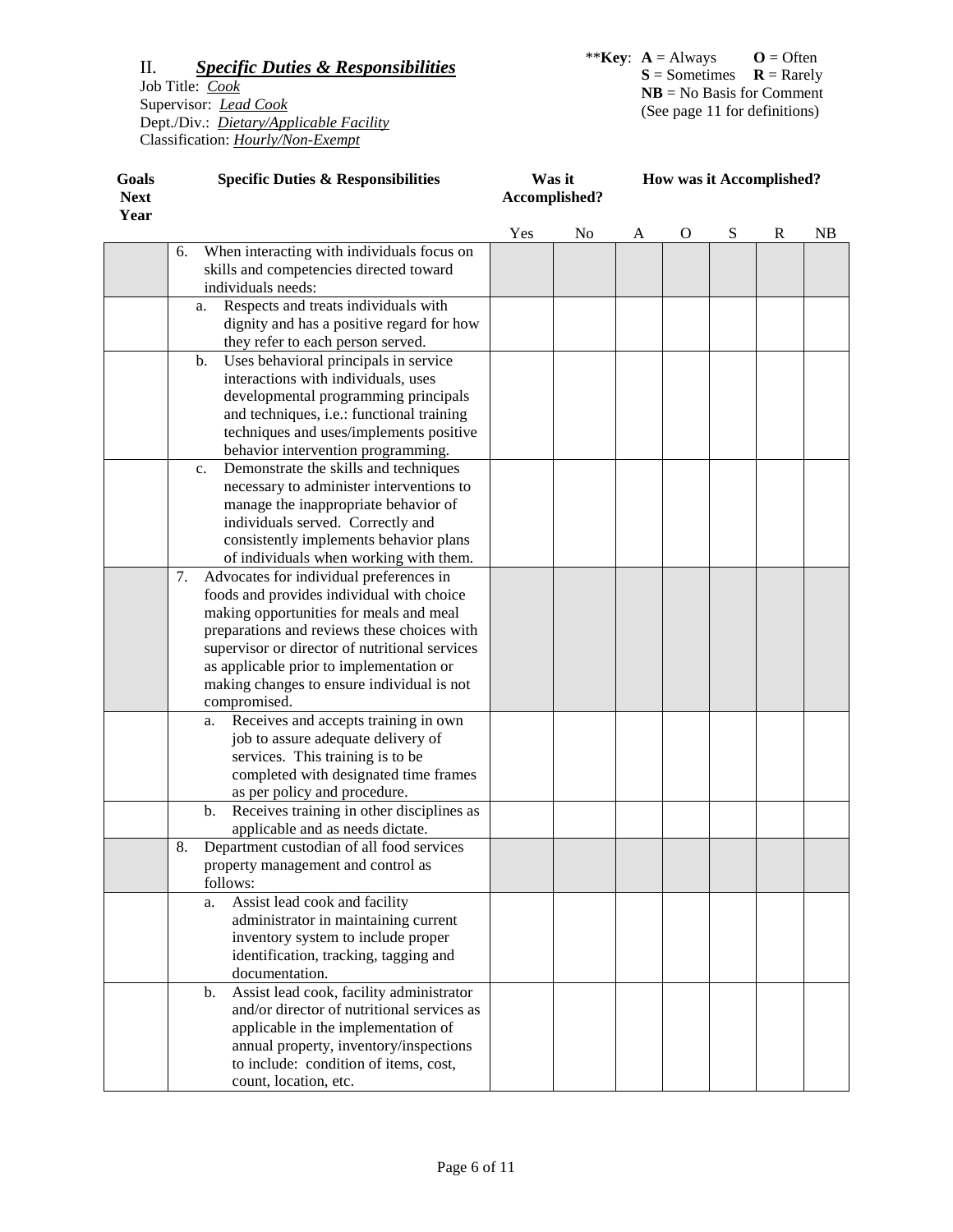## II. ***Specific Duties & Responsibilities***

Job Title: *Cook*
Supervisor: *Lead Cook*
Dept./Div.: *Dietary/Applicable Facility*
Classification: *Hourly/Non-Exempt*

****Key**: **A** = Always **O** = Often
**S** = Sometimes **R** = Rarely
**NB** = No Basis for Comment
(See page 11 for definitions)

| Goals Next Year | Specific Duties & Responsibilities | Was it Accomplished? | | How was it Accomplished? | | | | |
|---|---|---|---|---|---|---|---|---|
| | | Yes | No | A | O | S | R | NB |
| | 6. When interacting with individuals focus on skills and competencies directed toward individuals needs: | | | | | | | |
| | a. Respects and treats individuals with dignity and has a positive regard for how they refer to each person served. | | | | | | | |
| | b. Uses behavioral principals in service interactions with individuals, uses developmental programming principals and techniques, i.e.: functional training techniques and uses/implements positive behavior intervention programming. | | | | | | | |
| | c. Demonstrate the skills and techniques necessary to administer interventions to manage the inappropriate behavior of individuals served. Correctly and consistently implements behavior plans of individuals when working with them. | | | | | | | |
| | 7. Advocates for individual preferences in foods and provides individual with choice making opportunities for meals and meal preparations and reviews these choices with supervisor or director of nutritional services as applicable prior to implementation or making changes to ensure individual is not compromised. | | | | | | | |
| | a. Receives and accepts training in own job to assure adequate delivery of services. This training is to be completed with designated time frames as per policy and procedure. | | | | | | | |
| | b. Receives training in other disciplines as applicable and as needs dictate. | | | | | | | |
| | 8. Department custodian of all food services property management and control as follows: | | | | | | | |
| | a. Assist lead cook and facility administrator in maintaining current inventory system to include proper identification, tracking, tagging and documentation. | | | | | | | |
| | b. Assist lead cook, facility administrator and/or director of nutritional services as applicable in the implementation of annual property, inventory/inspections to include: condition of items, cost, count, location, etc. | | | | | | | |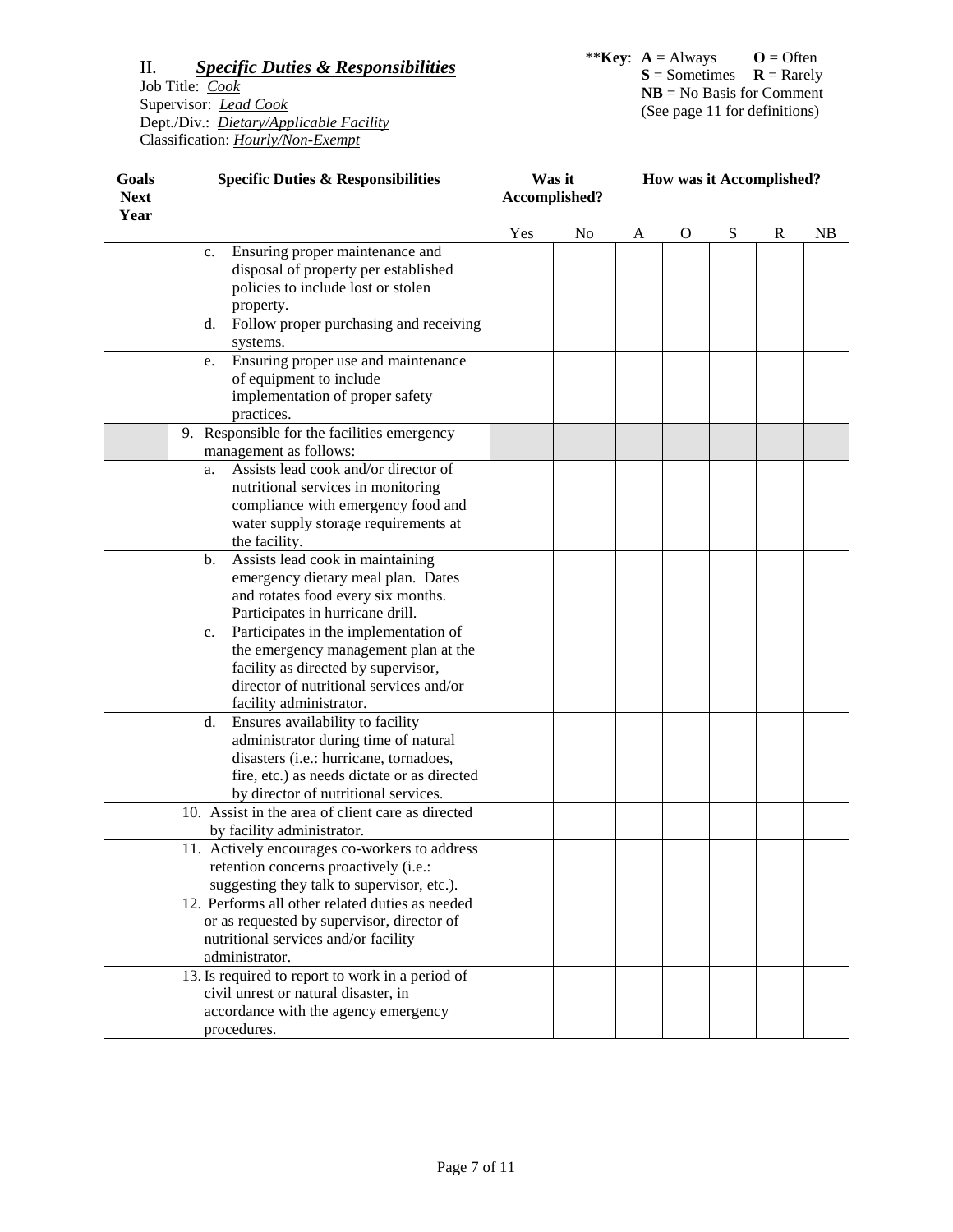## II. ***Specific Duties & Responsibilities***

Job Title: *Cook*
Supervisor: *Lead Cook*
Dept./Div.: *Dietary/Applicable Facility*
Classification: *Hourly/Non-Exempt*

\*\***Key**: **A** = Always **O** = Often
**S** = Sometimes **R** = Rarely
**NB** = No Basis for Comment
(See page 11 for definitions)

| **Goals Next Year** | **Specific Duties & Responsibilities** | **Was it Accomplished?** | | **How was it Accomplished?** | | | | |
|---|---|---|---|---|---|---|---|---|
| | | Yes | No | A | O | S | R | NB |
| | c. Ensuring proper maintenance and disposal of property per established policies to include lost or stolen property. | | | | | | | |
| | d. Follow proper purchasing and receiving systems. | | | | | | | |
| | e. Ensuring proper use and maintenance of equipment to include implementation of proper safety practices. | | | | | | | |
| | 9. Responsible for the facilities emergency management as follows: | | | | | | | |
| | a. Assists lead cook and/or director of nutritional services in monitoring compliance with emergency food and water supply storage requirements at the facility. | | | | | | | |
| | b. Assists lead cook in maintaining emergency dietary meal plan. Dates and rotates food every six months. Participates in hurricane drill. | | | | | | | |
| | c. Participates in the implementation of the emergency management plan at the facility as directed by supervisor, director of nutritional services and/or facility administrator. | | | | | | | |
| | d. Ensures availability to facility administrator during time of natural disasters (i.e.: hurricane, tornadoes, fire, etc.) as needs dictate or as directed by director of nutritional services. | | | | | | | |
| | 10. Assist in the area of client care as directed by facility administrator. | | | | | | | |
| | 11. Actively encourages co-workers to address retention concerns proactively (i.e.: suggesting they talk to supervisor, etc.). | | | | | | | |
| | 12. Performs all other related duties as needed or as requested by supervisor, director of nutritional services and/or facility administrator. | | | | | | | |
| | 13. Is required to report to work in a period of civil unrest or natural disaster, in accordance with the agency emergency procedures. | | | | | | | |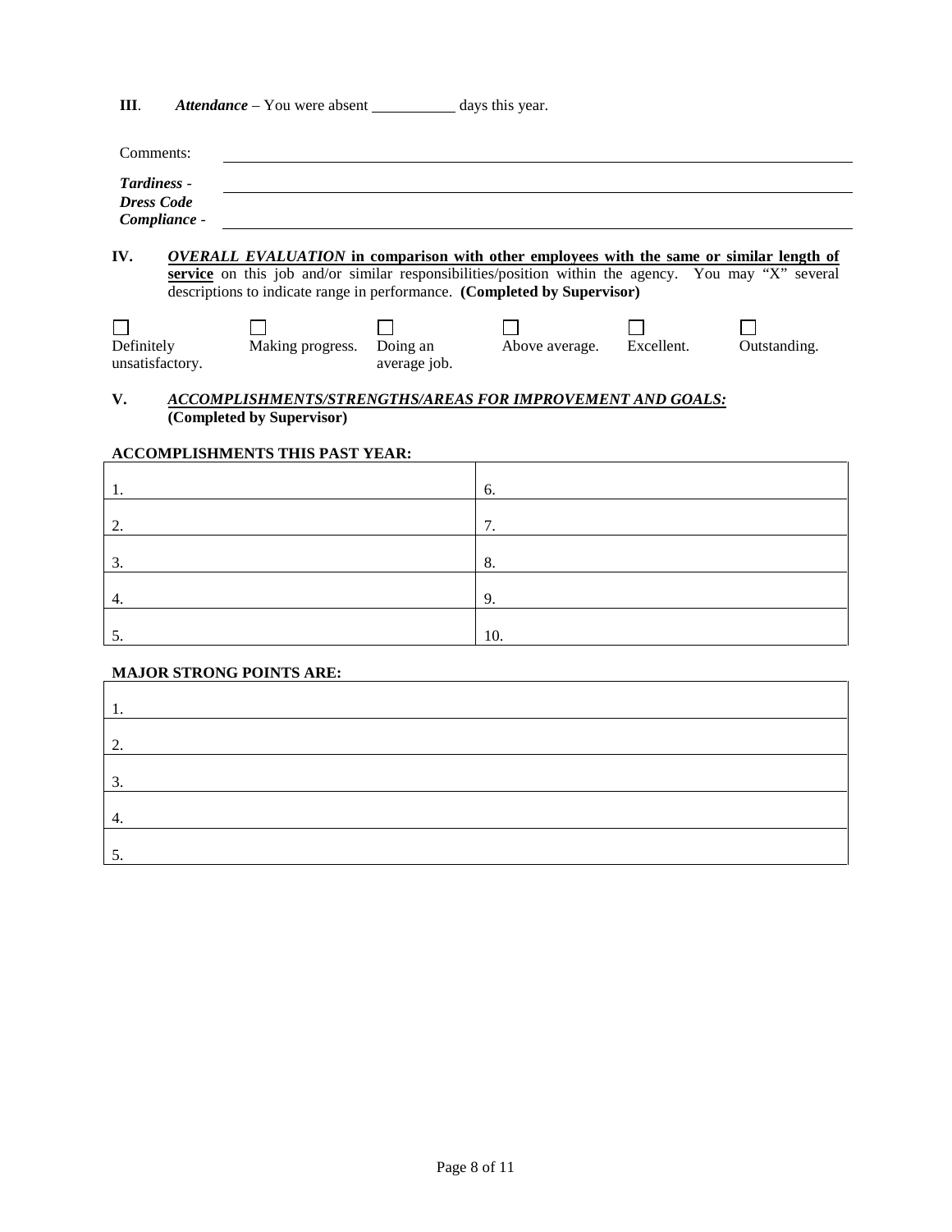**III.** ***Attendance*** – You were absent ___________ days this year.

Comments: ______________________________________________

***Tardiness -*** ______________________________________________

***Dress Code Compliance -*** ______________________________________________

**IV.** ***OVERALL EVALUATION*** **in comparison with other employees with the same or similar length of service** on this job and/or similar responsibilities/position within the agency. You may "X" several descriptions to indicate range in performance. **(Completed by Supervisor)**

☐ Definitely unsatisfactory. ☐ Making progress. ☐ Doing an average job. ☐ Above average. ☐ Excellent. ☐ Outstanding.

**V.** ***ACCOMPLISHMENTS/STRENGTHS/AREAS FOR IMPROVEMENT AND GOALS:*** **(Completed by Supervisor)**

**ACCOMPLISHMENTS THIS PAST YEAR:**

| | |
|---|---|
| 1. | 6. |
| 2. | 7. |
| 3. | 8. |
| 4. | 9. |
| 5. | 10. |

**MAJOR STRONG POINTS ARE:**

| |
|---|
| 1. |
| 2. |
| 3. |
| 4. |
| 5. |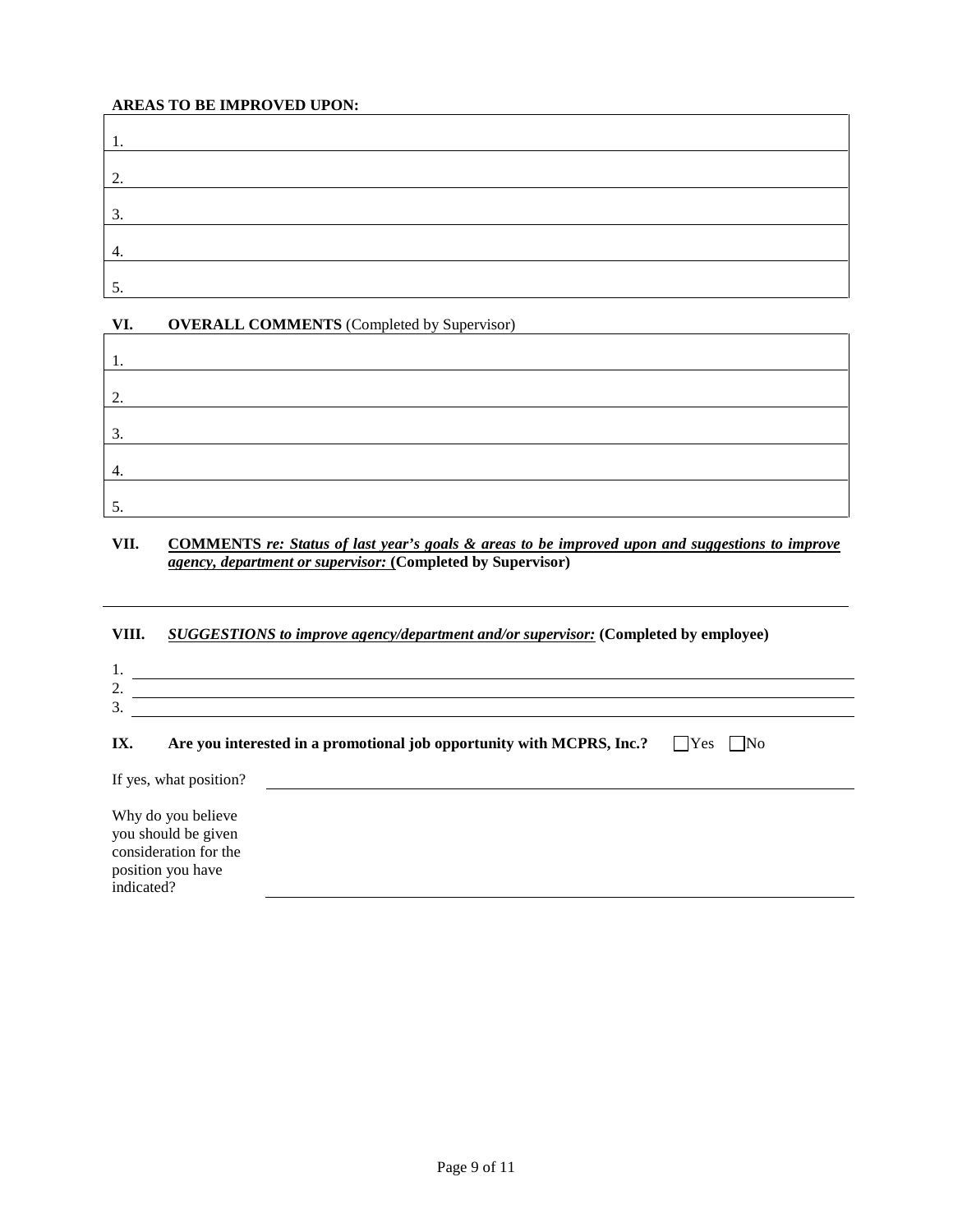**AREAS TO BE IMPROVED UPON:**

| |
|---|
| 1. |
| 2. |
| 3. |
| 4. |
| 5. |

**VI. OVERALL COMMENTS** (Completed by Supervisor)

| |
|---|
| 1. |
| 2. |
| 3. |
| 4. |
| 5. |

**VII. <u>COMMENTS *re: Status of last year's goals & areas to be improved upon and suggestions to improve agency, department or supervisor:*</u> (Completed by Supervisor)**

\_\_\_\_\_\_\_\_\_\_\_\_\_\_\_\_\_\_\_\_\_\_\_\_\_\_\_\_\_\_\_\_\_\_\_\_\_\_\_\_\_\_\_\_\_\_\_\_

**VIII. <u>*SUGGESTIONS to improve agency/department and/or supervisor:*</u> (Completed by employee)**

1. \_\_\_\_\_\_\_\_\_\_\_\_\_\_\_\_\_\_\_\_\_\_\_\_\_\_\_\_\_\_\_\_\_\_\_\_\_\_\_\_\_\_\_\_
2. \_\_\_\_\_\_\_\_\_\_\_\_\_\_\_\_\_\_\_\_\_\_\_\_\_\_\_\_\_\_\_\_\_\_\_\_\_\_\_\_\_\_\_\_
3. \_\_\_\_\_\_\_\_\_\_\_\_\_\_\_\_\_\_\_\_\_\_\_\_\_\_\_\_\_\_\_\_\_\_\_\_\_\_\_\_\_\_\_\_

**IX. Are you interested in a promotional job opportunity with MCPRS, Inc.?** ☐ Yes ☐ No

If yes, what position? \_\_\_\_\_\_\_\_\_\_\_\_\_\_\_\_\_\_\_\_\_\_\_\_\_\_\_\_\_\_\_\_\_\_\_\_\_\_\_\_

Why do you believe you should be given consideration for the position you have indicated? \_\_\_\_\_\_\_\_\_\_\_\_\_\_\_\_\_\_\_\_\_\_\_\_\_\_\_\_\_\_\_\_\_\_\_\_\_\_\_\_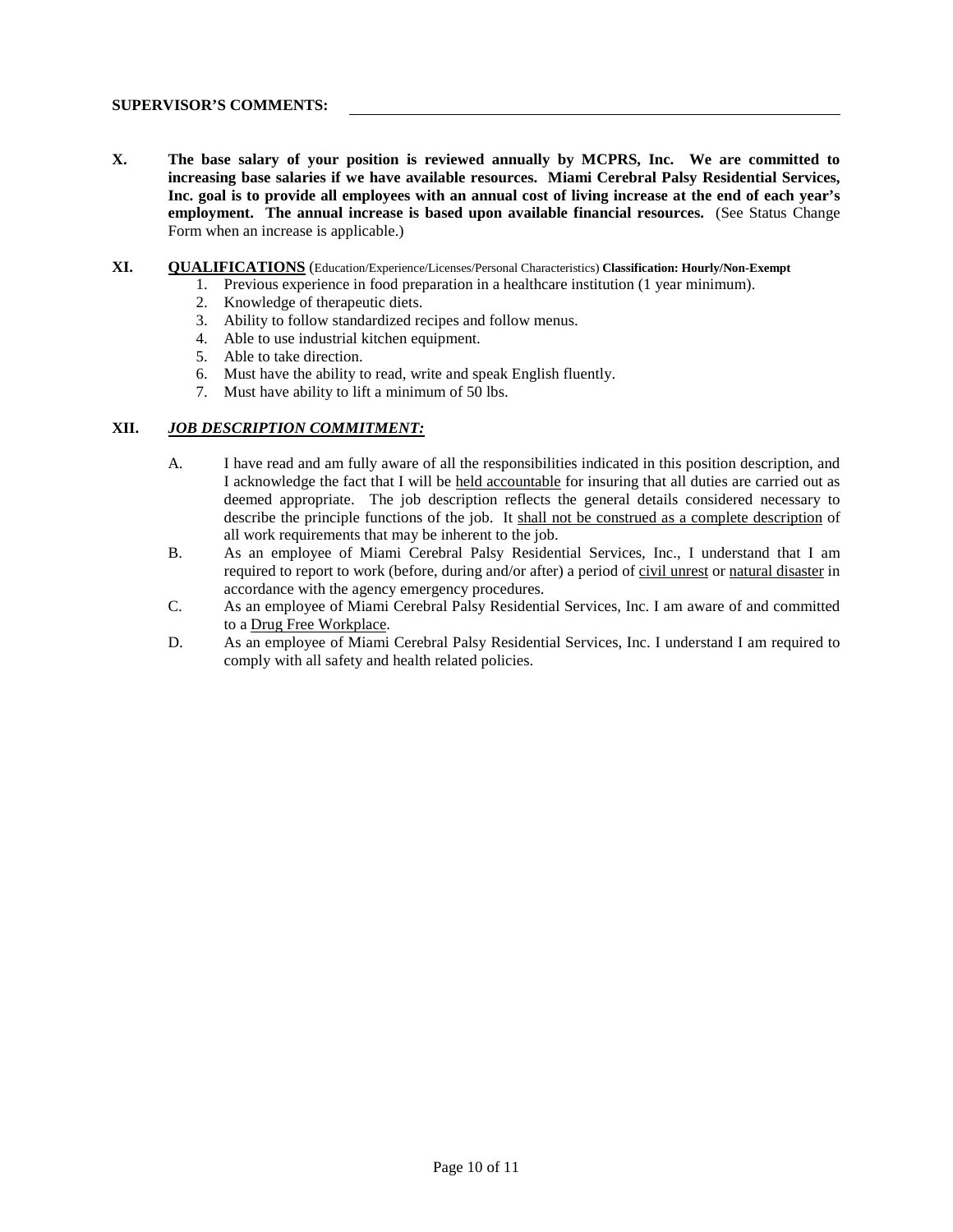**SUPERVISOR'S COMMENTS:** ______________________________________________

**X.** **The base salary of your position is reviewed annually by MCPRS, Inc. We are committed to increasing base salaries if we have available resources. Miami Cerebral Palsy Residential Services, Inc. goal is to provide all employees with an annual cost of living increase at the end of each year's employment. The annual increase is based upon available financial resources.** (See Status Change Form when an increase is applicable.)

**XI.** **QUALIFICATIONS** (Education/Experience/Licenses/Personal Characteristics) **Classification: Hourly/Non-Exempt**

1. Previous experience in food preparation in a healthcare institution (1 year minimum).
2. Knowledge of therapeutic diets.
3. Ability to follow standardized recipes and follow menus.
4. Able to use industrial kitchen equipment.
5. Able to take direction.
6. Must have the ability to read, write and speak English fluently.
7. Must have ability to lift a minimum of 50 lbs.

**XII.** ***JOB DESCRIPTION COMMITMENT:***

A. I have read and am fully aware of all the responsibilities indicated in this position description, and I acknowledge the fact that I will be held accountable for insuring that all duties are carried out as deemed appropriate. The job description reflects the general details considered necessary to describe the principle functions of the job. It shall not be construed as a complete description of all work requirements that may be inherent to the job.

B. As an employee of Miami Cerebral Palsy Residential Services, Inc., I understand that I am required to report to work (before, during and/or after) a period of civil unrest or natural disaster in accordance with the agency emergency procedures.

C. As an employee of Miami Cerebral Palsy Residential Services, Inc. I am aware of and committed to a Drug Free Workplace.

D. As an employee of Miami Cerebral Palsy Residential Services, Inc. I understand I am required to comply with all safety and health related policies.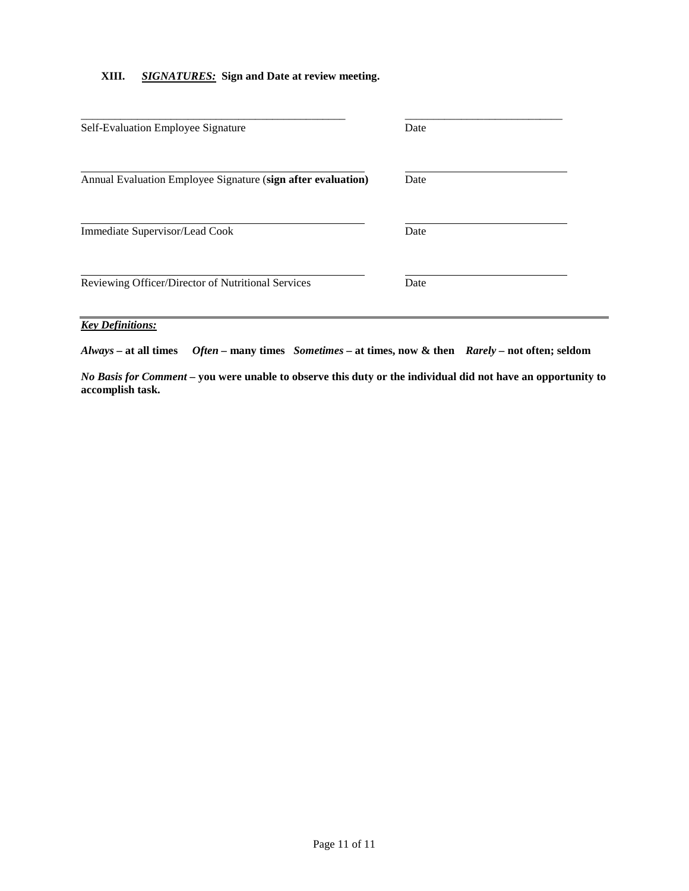### XIII. ***SIGNATURES:*** **Sign and Date at review meeting.**

\_\_\_\_\_\_\_\_\_\_\_\_\_\_\_\_\_\_\_\_\_\_\_\_\_\_\_\_\_\_\_\_\_\_\_\_\_\_\_\_\_\_\_\_ \_\_\_\_\_\_\_\_\_\_\_\_\_\_\_\_\_\_\_\_\_\_\_\_\_\_\_\_

Self-Evaluation Employee Signature Date

\_\_\_\_\_\_\_\_\_\_\_\_\_\_\_\_\_\_\_\_\_\_\_\_\_\_\_\_\_\_\_\_\_\_\_\_\_\_\_\_\_\_\_\_ \_\_\_\_\_\_\_\_\_\_\_\_\_\_\_\_\_\_\_\_\_\_\_\_\_\_\_\_

Annual Evaluation Employee Signature (**sign after evaluation)** Date

\_\_\_\_\_\_\_\_\_\_\_\_\_\_\_\_\_\_\_\_\_\_\_\_\_\_\_\_\_\_\_\_\_\_\_\_\_\_\_\_\_\_\_\_ \_\_\_\_\_\_\_\_\_\_\_\_\_\_\_\_\_\_\_\_\_\_\_\_\_\_\_\_

Immediate Supervisor/Lead Cook Date

\_\_\_\_\_\_\_\_\_\_\_\_\_\_\_\_\_\_\_\_\_\_\_\_\_\_\_\_\_\_\_\_\_\_\_\_\_\_\_\_\_\_\_\_ \_\_\_\_\_\_\_\_\_\_\_\_\_\_\_\_\_\_\_\_\_\_\_\_\_\_\_\_

Reviewing Officer/Director of Nutritional Services Date

---

***Key Definitions:***

***Always* – at all times** ***Often* – many times** ***Sometimes* – at times, now & then** ***Rarely* – not often; seldom**

***No Basis for Comment* – you were unable to observe this duty or the individual did not have an opportunity to accomplish task.**